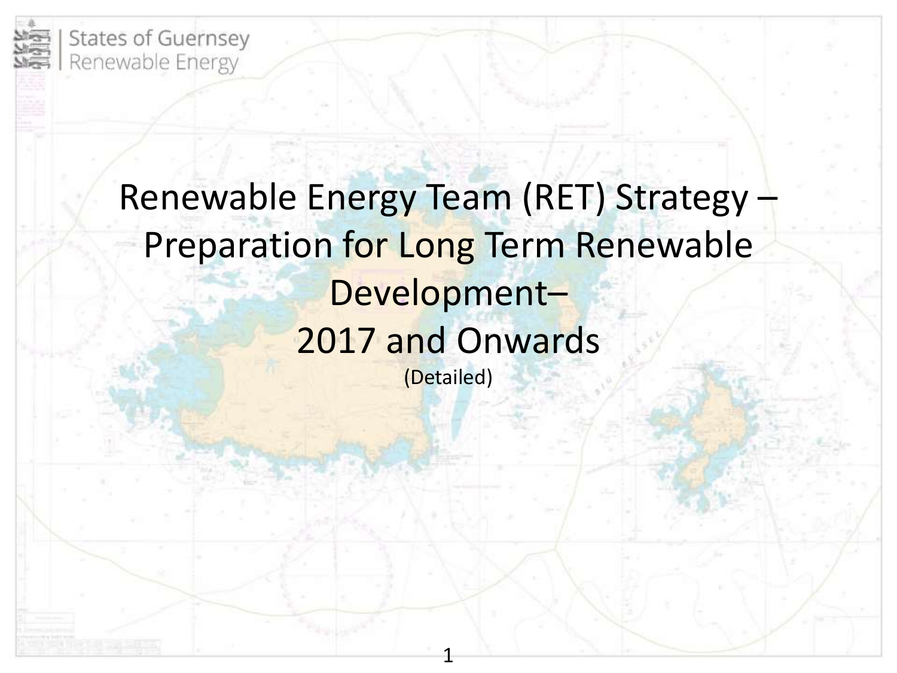States of Guernsey | Renewable Energy

# Renewable Energy Team (RET) Strategy – Preparation for Long Term Renewable Development– 2017 and Onwards

(Detailed)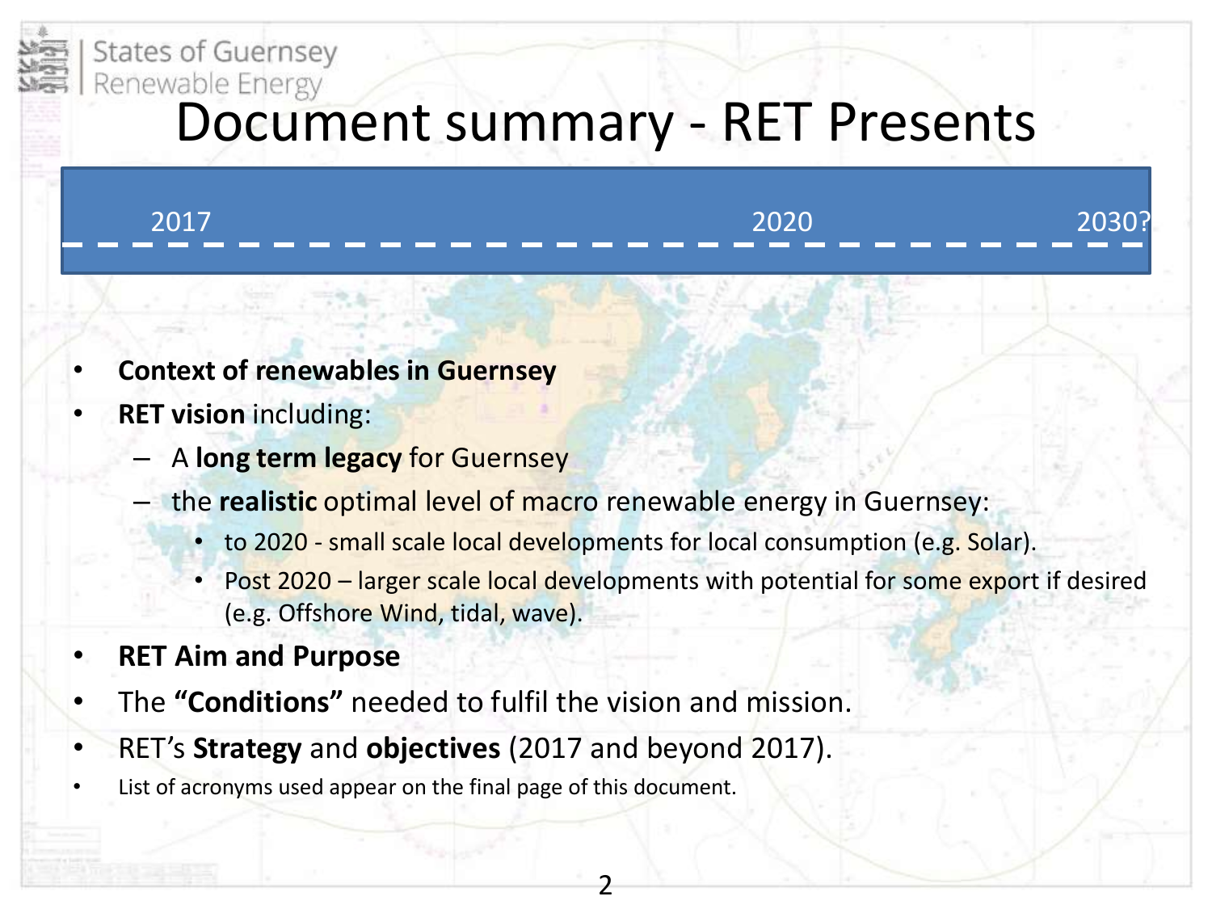# Document summary - RET Presents

2017 — 2020 — 2030?

- **Context of renewables in Guernsey**
- **RET vision** including:
  - A **long term legacy** for Guernsey
  - the **realistic** optimal level of macro renewable energy in Guernsey:
    - to 2020 - small scale local developments for local consumption (e.g. Solar).
    - Post 2020 – larger scale local developments with potential for some export if desired (e.g. Offshore Wind, tidal, wave).
- **RET Aim and Purpose**
- The **"Conditions"** needed to fulfil the vision and mission.
- RET's **Strategy** and **objectives** (2017 and beyond 2017).
- List of acronyms used appear on the final page of this document.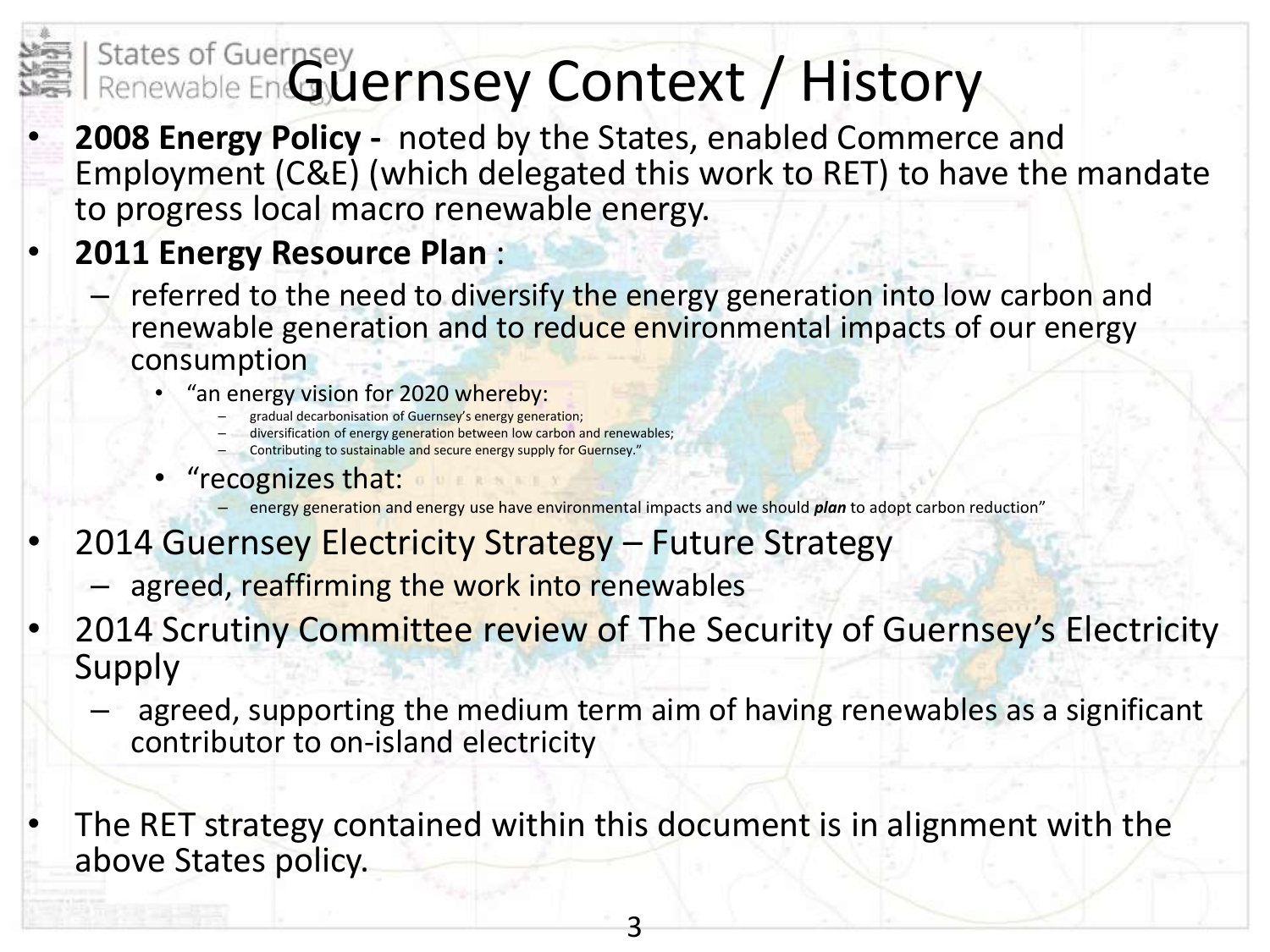# Guernsey Context / History

- **2008 Energy Policy -** noted by the States, enabled Commerce and Employment (C&E) (which delegated this work to RET) to have the mandate to progress local macro renewable energy.
- **2011 Energy Resource Plan** :
  - referred to the need to diversify the energy generation into low carbon and renewable generation and to reduce environmental impacts of our energy consumption
    - "an energy vision for 2020 whereby:
      - gradual decarbonisation of Guernsey's energy generation;
      - diversification of energy generation between low carbon and renewables;
      - Contributing to sustainable and secure energy supply for Guernsey."
    - "recognizes that:
      - energy generation and energy use have environmental impacts and we should ***plan*** to adopt carbon reduction"
- 2014 Guernsey Electricity Strategy – Future Strategy
  - agreed, reaffirming the work into renewables
- 2014 Scrutiny Committee review of The Security of Guernsey's Electricity Supply
  - agreed, supporting the medium term aim of having renewables as a significant contributor to on-island electricity

- The RET strategy contained within this document is in alignment with the above States policy.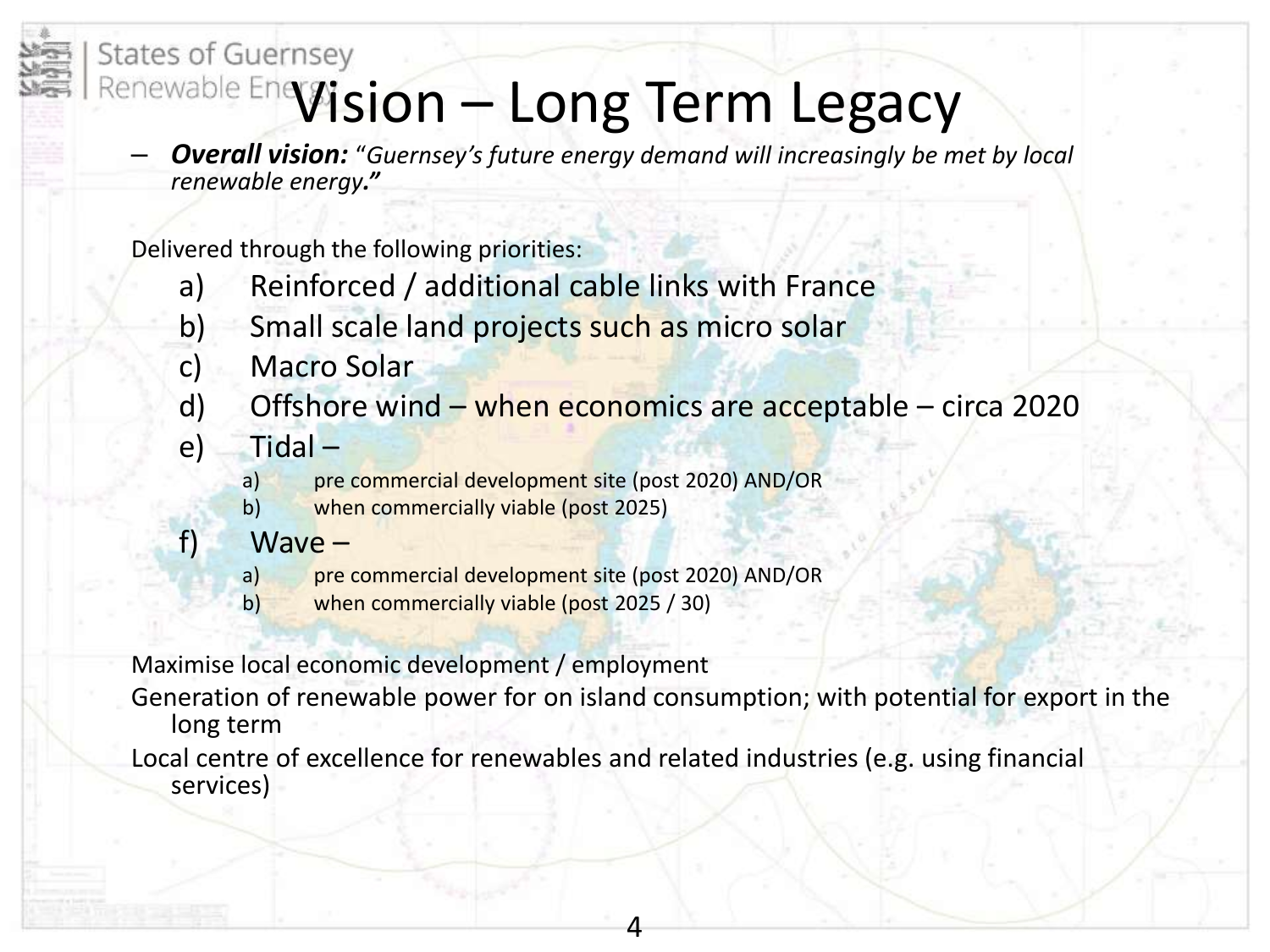# Vision – Long Term Legacy

- ***Overall vision:*** "*Guernsey's future energy demand will increasingly be met by local renewable energy.*"

Delivered through the following priorities:

a) Reinforced / additional cable links with France
b) Small scale land projects such as micro solar
c) Macro Solar
d) Offshore wind – when economics are acceptable – circa 2020
e) Tidal –
   a) pre commercial development site (post 2020) AND/OR
   b) when commercially viable (post 2025)
f) Wave –
   a) pre commercial development site (post 2020) AND/OR
   b) when commercially viable (post 2025 / 30)

Maximise local economic development / employment

Generation of renewable power for on island consumption; with potential for export in the long term

Local centre of excellence for renewables and related industries (e.g. using financial services)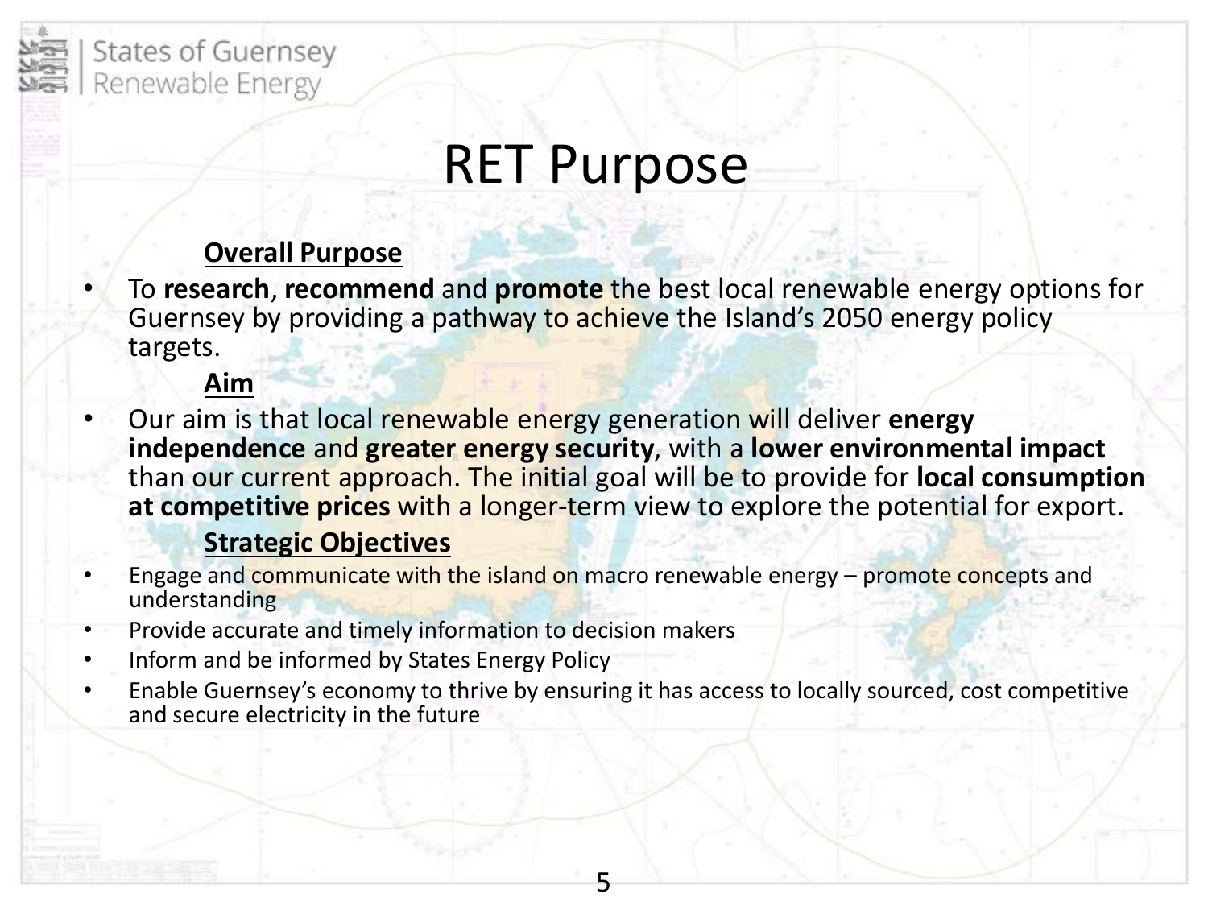# RET Purpose

**Overall Purpose**

- To **research**, **recommend** and **promote** the best local renewable energy options for Guernsey by providing a pathway to achieve the Island's 2050 energy policy targets.

**Aim**

- Our aim is that local renewable energy generation will deliver **energy independence** and **greater energy security**, with a **lower environmental impact** than our current approach. The initial goal will be to provide for **local consumption at competitive prices** with a longer-term view to explore the potential for export.

**Strategic Objectives**

- Engage and communicate with the island on macro renewable energy – promote concepts and understanding
- Provide accurate and timely information to decision makers
- Inform and be informed by States Energy Policy
- Enable Guernsey's economy to thrive by ensuring it has access to locally sourced, cost competitive and secure electricity in the future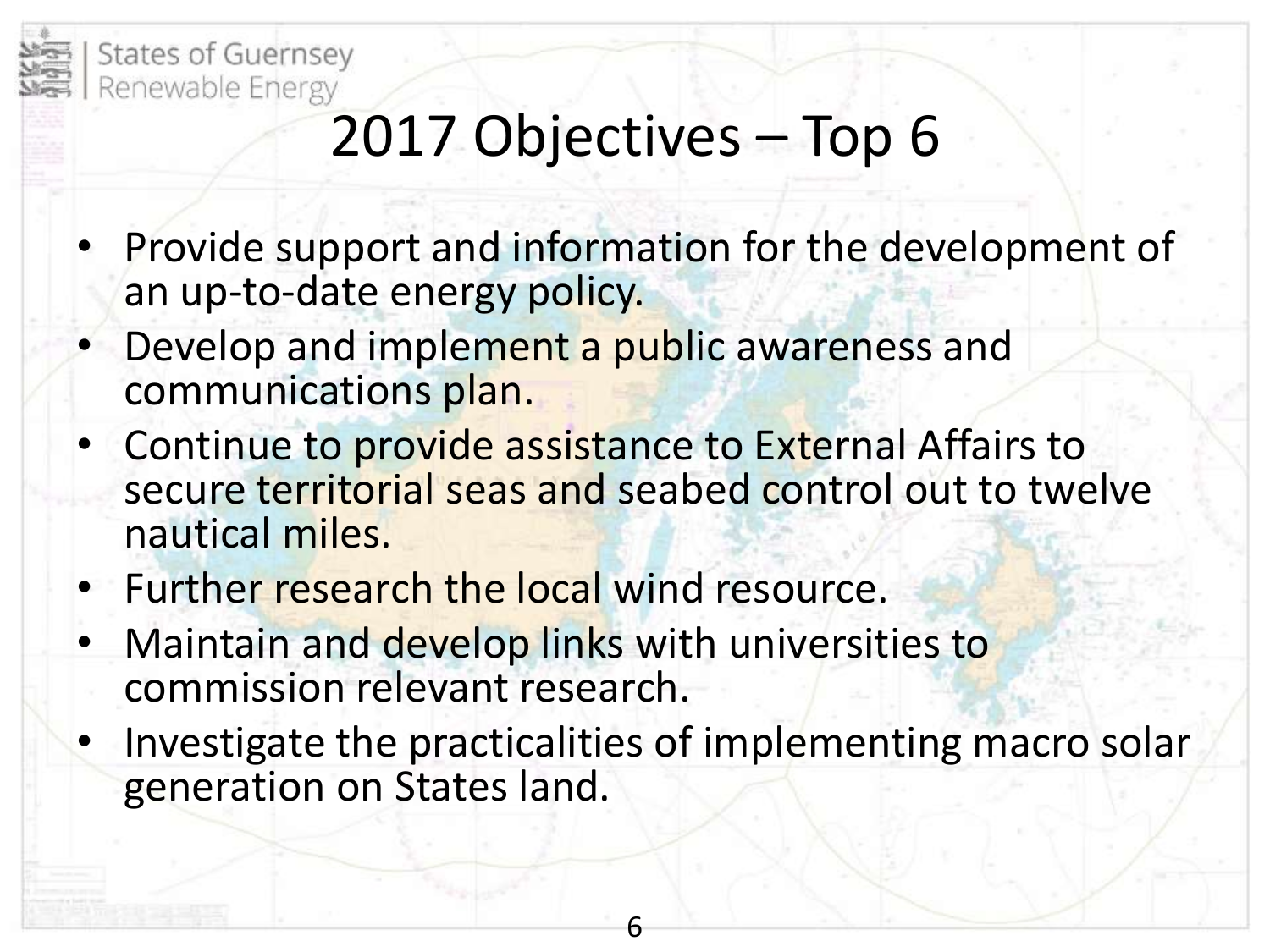# 2017 Objectives – Top 6

- Provide support and information for the development of an up-to-date energy policy.
- Develop and implement a public awareness and communications plan.
- Continue to provide assistance to External Affairs to secure territorial seas and seabed control out to twelve nautical miles.
- Further research the local wind resource.
- Maintain and develop links with universities to commission relevant research.
- Investigate the practicalities of implementing macro solar generation on States land.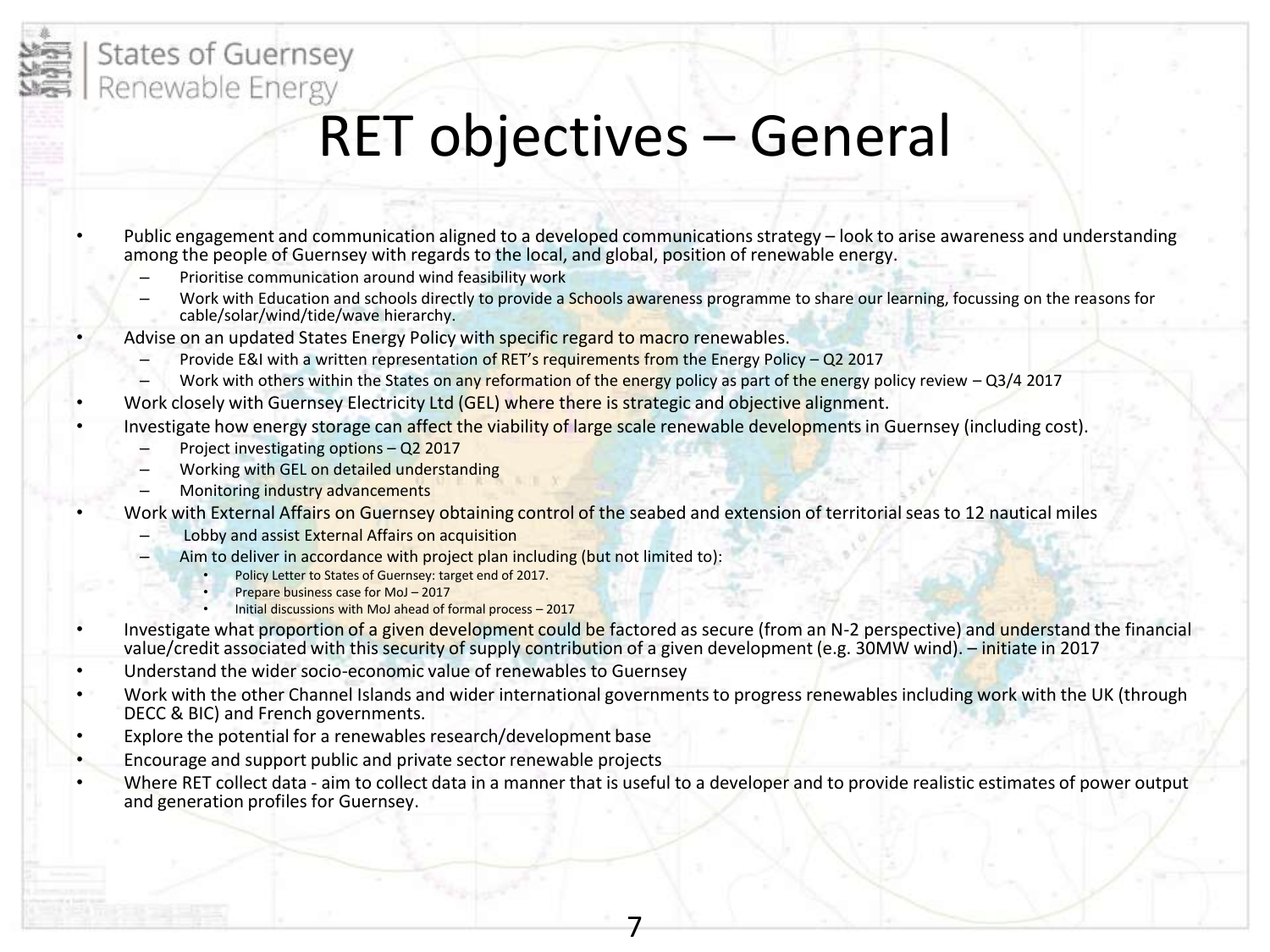# RET objectives – General

- Public engagement and communication aligned to a developed communications strategy – look to arise awareness and understanding among the people of Guernsey with regards to the local, and global, position of renewable energy.
  - Prioritise communication around wind feasibility work
  - Work with Education and schools directly to provide a Schools awareness programme to share our learning, focussing on the reasons for cable/solar/wind/tide/wave hierarchy.
- Advise on an updated States Energy Policy with specific regard to macro renewables.
  - Provide E&I with a written representation of RET's requirements from the Energy Policy – Q2 2017
  - Work with others within the States on any reformation of the energy policy as part of the energy policy review – Q3/4 2017
- Work closely with Guernsey Electricity Ltd (GEL) where there is strategic and objective alignment.
- Investigate how energy storage can affect the viability of large scale renewable developments in Guernsey (including cost).
  - Project investigating options – Q2 2017
  - Working with GEL on detailed understanding
  - Monitoring industry advancements
- Work with External Affairs on Guernsey obtaining control of the seabed and extension of territorial seas to 12 nautical miles
  - Lobby and assist External Affairs on acquisition
  - Aim to deliver in accordance with project plan including (but not limited to):
    - Policy Letter to States of Guernsey: target end of 2017.
    - Prepare business case for MoJ – 2017
    - Initial discussions with MoJ ahead of formal process – 2017
- Investigate what proportion of a given development could be factored as secure (from an N-2 perspective) and understand the financial value/credit associated with this security of supply contribution of a given development (e.g. 30MW wind). – initiate in 2017
- Understand the wider socio-economic value of renewables to Guernsey
- Work with the other Channel Islands and wider international governments to progress renewables including work with the UK (through DECC & BIC) and French governments.
- Explore the potential for a renewables research/development base
- Encourage and support public and private sector renewable projects
- Where RET collect data - aim to collect data in a manner that is useful to a developer and to provide realistic estimates of power output and generation profiles for Guernsey.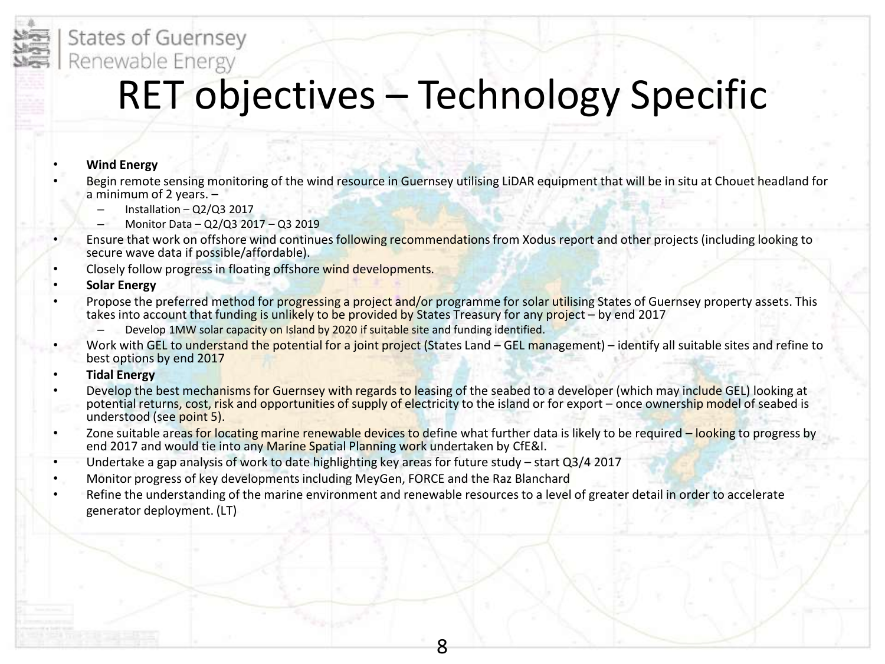# RET objectives – Technology Specific

- **Wind Energy**
- Begin remote sensing monitoring of the wind resource in Guernsey utilising LiDAR equipment that will be in situ at Chouet headland for a minimum of 2 years. –
  - Installation – Q2/Q3 2017
  - Monitor Data – Q2/Q3 2017 – Q3 2019
- Ensure that work on offshore wind continues following recommendations from Xodus report and other projects (including looking to secure wave data if possible/affordable).
- Closely follow progress in floating offshore wind developments.
- **Solar Energy**
- Propose the preferred method for progressing a project and/or programme for solar utilising States of Guernsey property assets. This takes into account that funding is unlikely to be provided by States Treasury for any project – by end 2017
  - Develop 1MW solar capacity on Island by 2020 if suitable site and funding identified.
- Work with GEL to understand the potential for a joint project (States Land – GEL management) – identify all suitable sites and refine to best options by end 2017
- **Tidal Energy**
- Develop the best mechanisms for Guernsey with regards to leasing of the seabed to a developer (which may include GEL) looking at potential returns, cost, risk and opportunities of supply of electricity to the island or for export – once ownership model of seabed is understood (see point 5).
- Zone suitable areas for locating marine renewable devices to define what further data is likely to be required – looking to progress by end 2017 and would tie into any Marine Spatial Planning work undertaken by CfE&I.
- Undertake a gap analysis of work to date highlighting key areas for future study – start Q3/4 2017
- Monitor progress of key developments including MeyGen, FORCE and the Raz Blanchard
- Refine the understanding of the marine environment and renewable resources to a level of greater detail in order to accelerate generator deployment. (LT)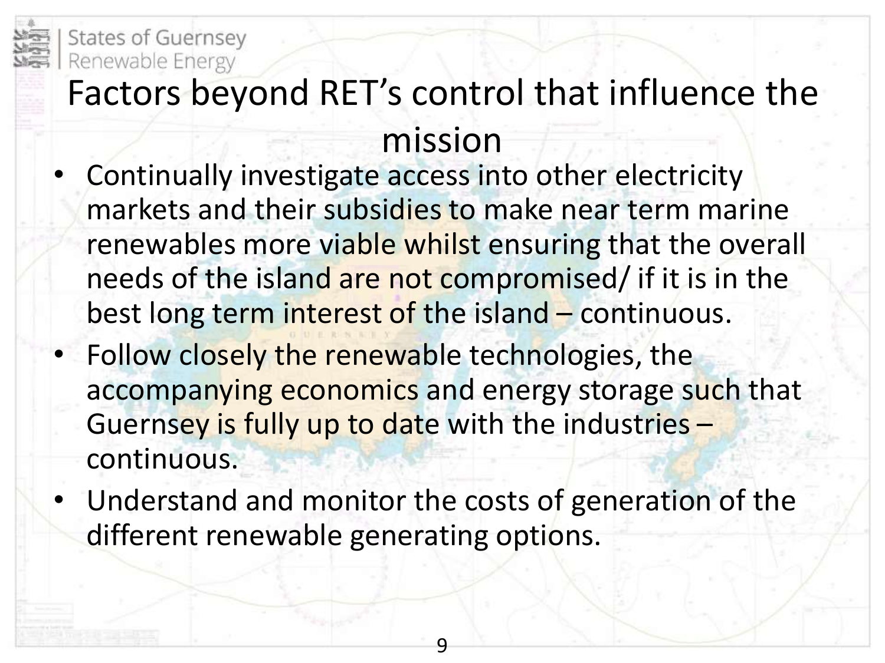# Factors beyond RET's control that influence the mission

- Continually investigate access into other electricity markets and their subsidies to make near term marine renewables more viable whilst ensuring that the overall needs of the island are not compromised/ if it is in the best long term interest of the island – continuous.
- Follow closely the renewable technologies, the accompanying economics and energy storage such that Guernsey is fully up to date with the industries – continuous.
- Understand and monitor the costs of generation of the different renewable generating options.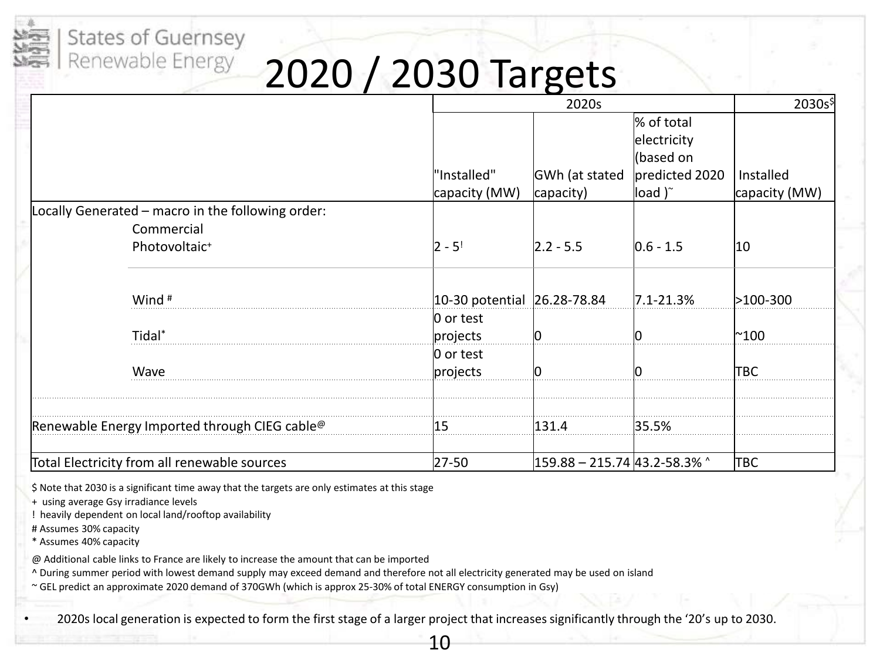States of Guernsey | Renewable Energy

# 2020 / 2030 Targets

| | 2020s | | | 2030s[$] |
|---|---|---|---|---|
| | "Installed" capacity (MW) | GWh (at stated capacity) | % of total electricity (based on predicted 2020 load )[~] | Installed capacity (MW) |
| Locally Generated – macro in the following order: | | | | |
| Commercial Photovoltaic[+] | 2 - 5[!] | 2.2 - 5.5 | 0.6 - 1.5 | 10 |
| Wind [#] | 10-30 potential | 26.28-78.84 | 7.1-21.3% | >100-300 |
| Tidal[*] | 0 or test projects | 0 | 0 | ~100 |
| Wave | 0 or test projects | 0 | 0 | TBC |
| Renewable Energy Imported through CIEG cable[@] | 15 | 131.4 | 35.5% | |
| Total Electricity from all renewable sources | 27-50 | 159.88 – 215.74 | 43.2-58.3% ^ | TBC |

$ Note that 2030 is a significant time away that the targets are only estimates at this stage

\+ using average Gsy irradiance levels

! heavily dependent on local land/rooftop availability

\# Assumes 30% capacity

\* Assumes 40% capacity

@ Additional cable links to France are likely to increase the amount that can be imported

^ During summer period with lowest demand supply may exceed demand and therefore not all electricity generated may be used on island

~ GEL predict an approximate 2020 demand of 370GWh (which is approx 25-30% of total ENERGY consumption in Gsy)

- 2020s local generation is expected to form the first stage of a larger project that increases significantly through the '20's up to 2030.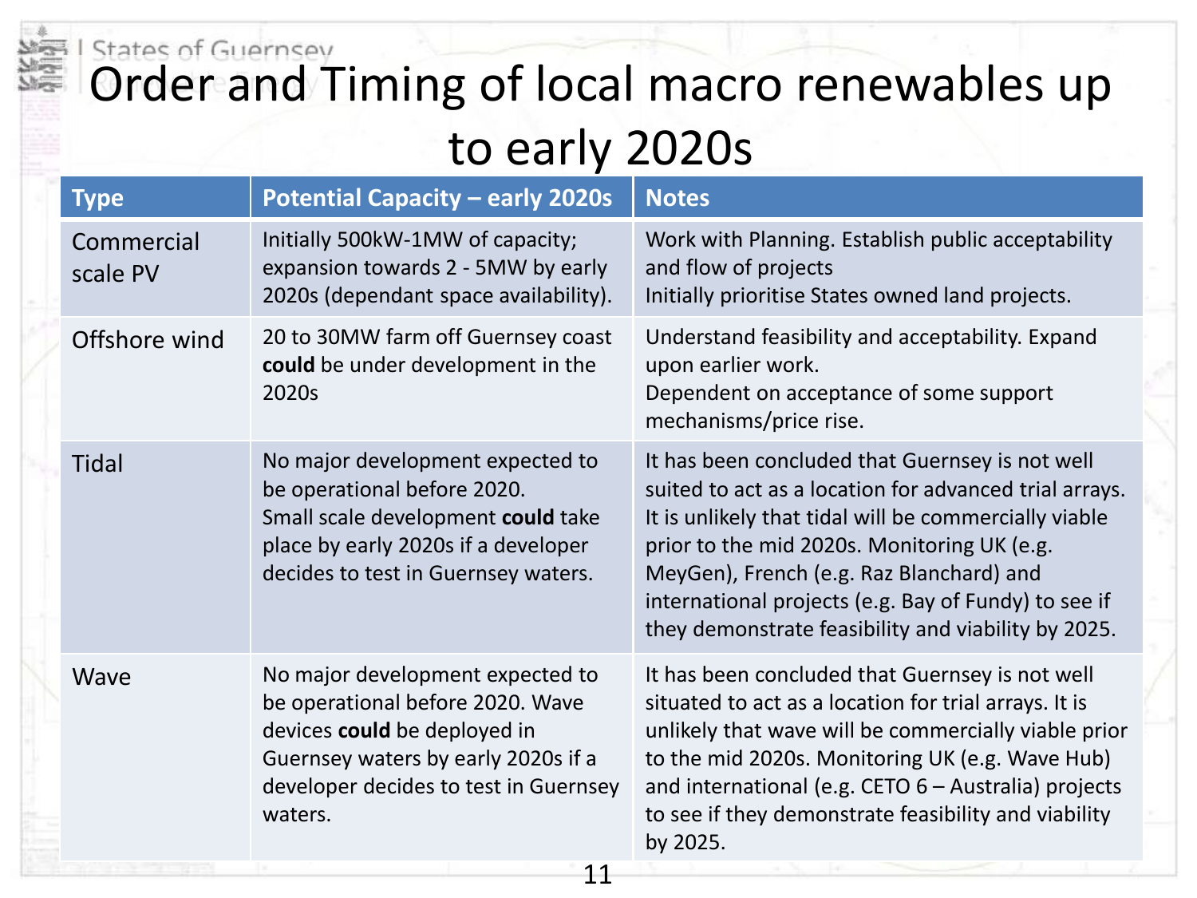# Order and Timing of local macro renewables up to early 2020s

| Type | Potential Capacity – early 2020s | Notes |
|---|---|---|
| Commercial scale PV | Initially 500kW-1MW of capacity; expansion towards 2 - 5MW by early 2020s (dependant space availability). | Work with Planning. Establish public acceptability and flow of projects<br>Initially prioritise States owned land projects. |
| Offshore wind | 20 to 30MW farm off Guernsey coast **could** be under development in the 2020s | Understand feasibility and acceptability. Expand upon earlier work.<br>Dependent on acceptance of some support mechanisms/price rise. |
| Tidal | No major development expected to be operational before 2020.<br>Small scale development **could** take place by early 2020s if a developer decides to test in Guernsey waters. | It has been concluded that Guernsey is not well suited to act as a location for advanced trial arrays. It is unlikely that tidal will be commercially viable prior to the mid 2020s. Monitoring UK (e.g. MeyGen), French (e.g. Raz Blanchard) and international projects (e.g. Bay of Fundy) to see if they demonstrate feasibility and viability by 2025. |
| Wave | No major development expected to be operational before 2020. Wave devices **could** be deployed in Guernsey waters by early 2020s if a developer decides to test in Guernsey waters. | It has been concluded that Guernsey is not well situated to act as a location for trial arrays. It is unlikely that wave will be commercially viable prior to the mid 2020s. Monitoring UK (e.g. Wave Hub) and international (e.g. CETO 6 – Australia) projects to see if they demonstrate feasibility and viability by 2025. |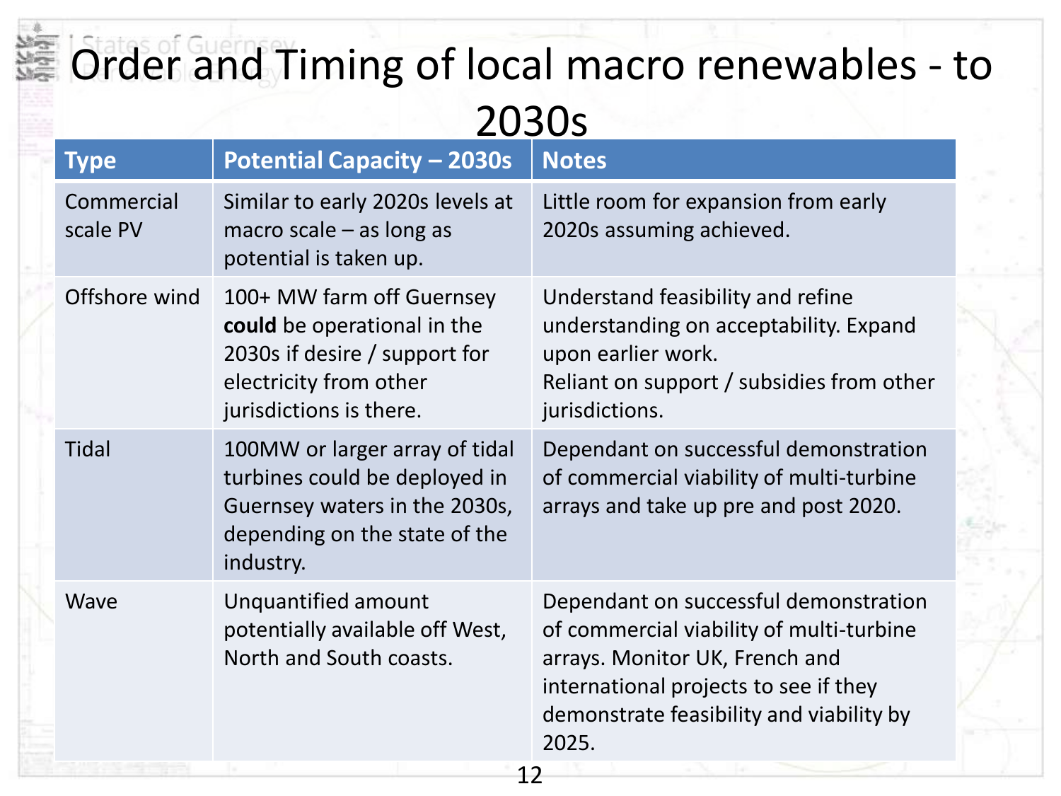# Order and Timing of local macro renewables - to 2030s

| Type | Potential Capacity – 2030s | Notes |
|---|---|---|
| Commercial scale PV | Similar to early 2020s levels at macro scale – as long as potential is taken up. | Little room for expansion from early 2020s assuming achieved. |
| Offshore wind | 100+ MW farm off Guernsey **could** be operational in the 2030s if desire / support for electricity from other jurisdictions is there. | Understand feasibility and refine understanding on acceptability. Expand upon earlier work.<br>Reliant on support / subsidies from other jurisdictions. |
| Tidal | 100MW or larger array of tidal turbines could be deployed in Guernsey waters in the 2030s, depending on the state of the industry. | Dependant on successful demonstration of commercial viability of multi-turbine arrays and take up pre and post 2020. |
| Wave | Unquantified amount potentially available off West, North and South coasts. | Dependant on successful demonstration of commercial viability of multi-turbine arrays. Monitor UK, French and international projects to see if they demonstrate feasibility and viability by 2025. |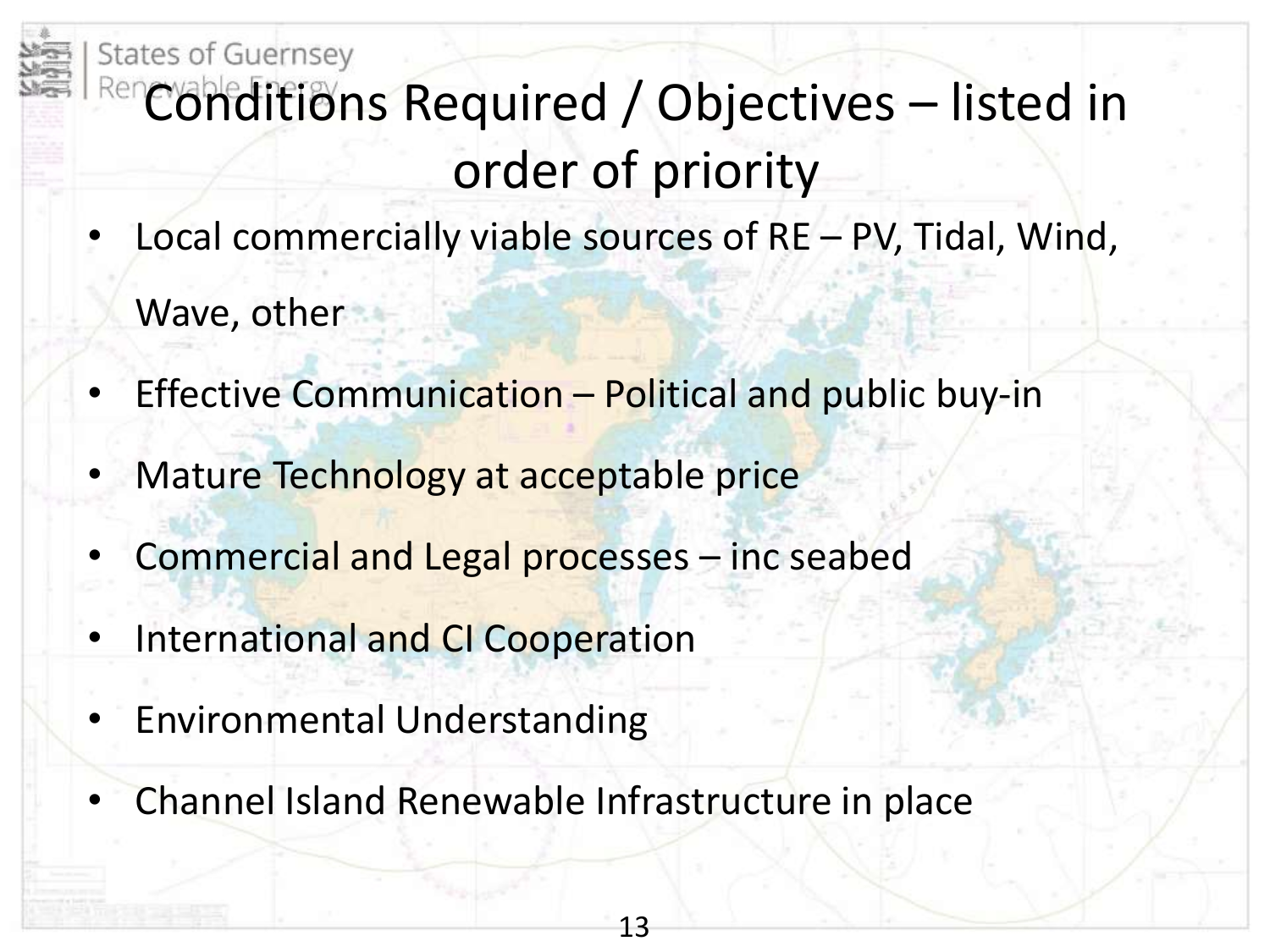# Conditions Required / Objectives – listed in order of priority

- Local commercially viable sources of RE – PV, Tidal, Wind, Wave, other
- Effective Communication – Political and public buy-in
- Mature Technology at acceptable price
- Commercial and Legal processes – inc seabed
- International and CI Cooperation
- Environmental Understanding
- Channel Island Renewable Infrastructure in place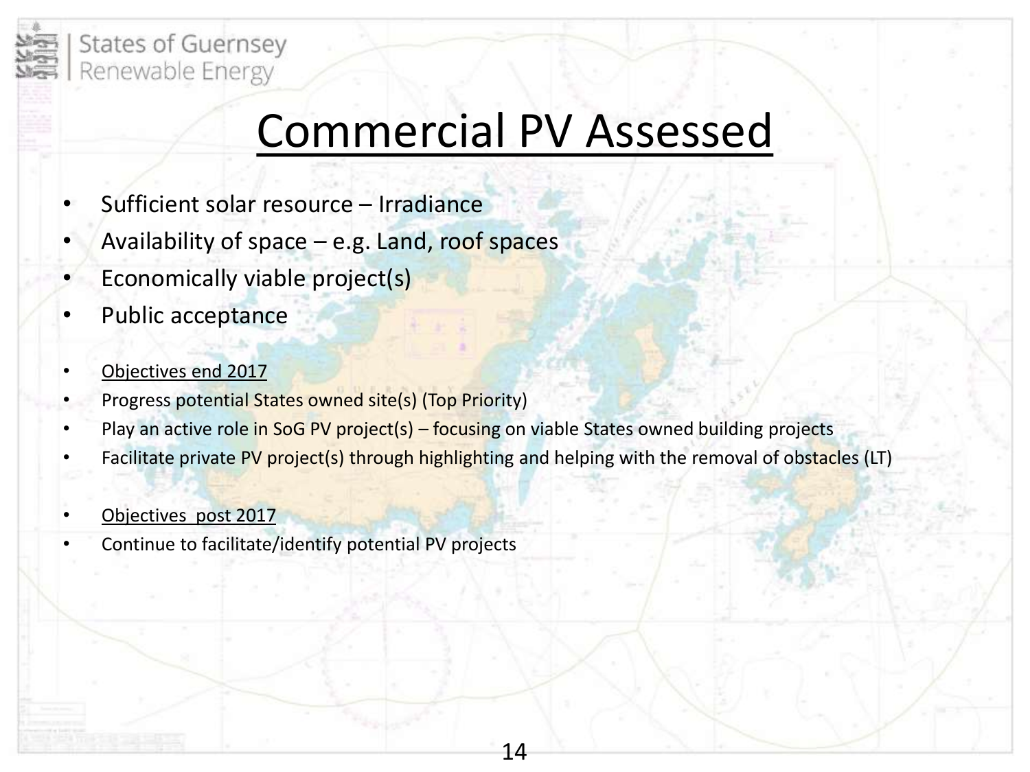# Commercial PV Assessed

- Sufficient solar resource – Irradiance
- Availability of space – e.g. Land, roof spaces
- Economically viable project(s)
- Public acceptance

- Objectives end 2017
- Progress potential States owned site(s) (Top Priority)
- Play an active role in SoG PV project(s) – focusing on viable States owned building projects
- Facilitate private PV project(s) through highlighting and helping with the removal of obstacles (LT)

- Objectives post 2017
- Continue to facilitate/identify potential PV projects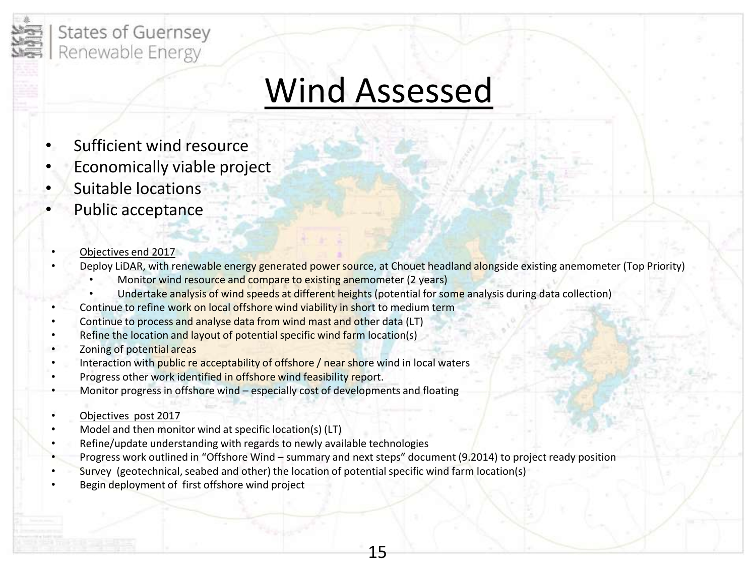# Wind Assessed

- Sufficient wind resource
- Economically viable project
- Suitable locations
- Public acceptance

- Objectives end 2017
- Deploy LiDAR, with renewable energy generated power source, at Chouet headland alongside existing anemometer (Top Priority)
  - Monitor wind resource and compare to existing anemometer (2 years)
  - Undertake analysis of wind speeds at different heights (potential for some analysis during data collection)
- Continue to refine work on local offshore wind viability in short to medium term
- Continue to process and analyse data from wind mast and other data (LT)
- Refine the location and layout of potential specific wind farm location(s)
- Zoning of potential areas
- Interaction with public re acceptability of offshore / near shore wind in local waters
- Progress other work identified in offshore wind feasibility report.
- Monitor progress in offshore wind – especially cost of developments and floating

- Objectives post 2017
- Model and then monitor wind at specific location(s) (LT)
- Refine/update understanding with regards to newly available technologies
- Progress work outlined in "Offshore Wind – summary and next steps" document (9.2014) to project ready position
- Survey (geotechnical, seabed and other) the location of potential specific wind farm location(s)
- Begin deployment of first offshore wind project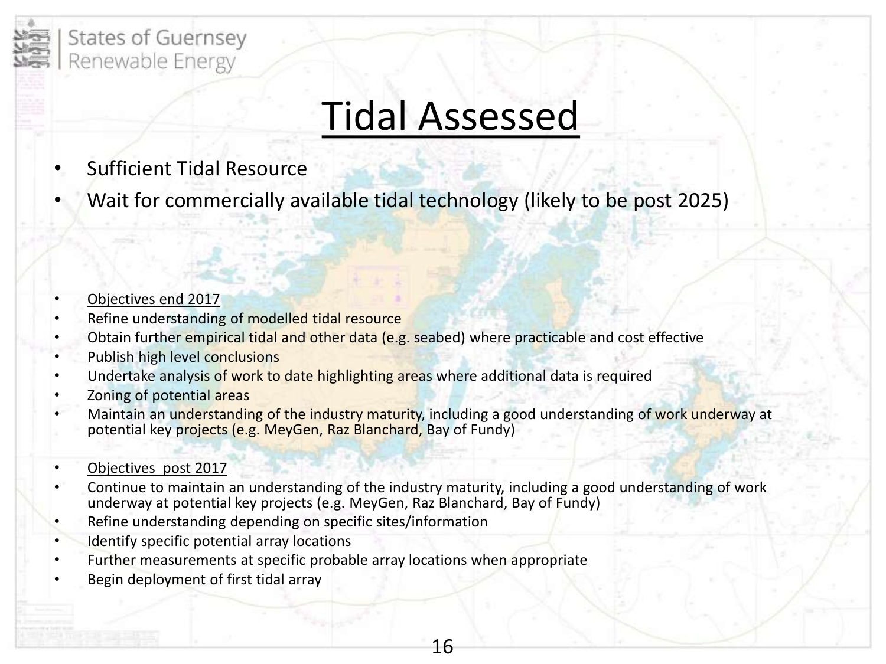# Tidal Assessed

- Sufficient Tidal Resource
- Wait for commercially available tidal technology (likely to be post 2025)

- Objectives end 2017
- Refine understanding of modelled tidal resource
- Obtain further empirical tidal and other data (e.g. seabed) where practicable and cost effective
- Publish high level conclusions
- Undertake analysis of work to date highlighting areas where additional data is required
- Zoning of potential areas
- Maintain an understanding of the industry maturity, including a good understanding of work underway at potential key projects (e.g. MeyGen, Raz Blanchard, Bay of Fundy)

- Objectives post 2017
- Continue to maintain an understanding of the industry maturity, including a good understanding of work underway at potential key projects (e.g. MeyGen, Raz Blanchard, Bay of Fundy)
- Refine understanding depending on specific sites/information
- Identify specific potential array locations
- Further measurements at specific probable array locations when appropriate
- Begin deployment of first tidal array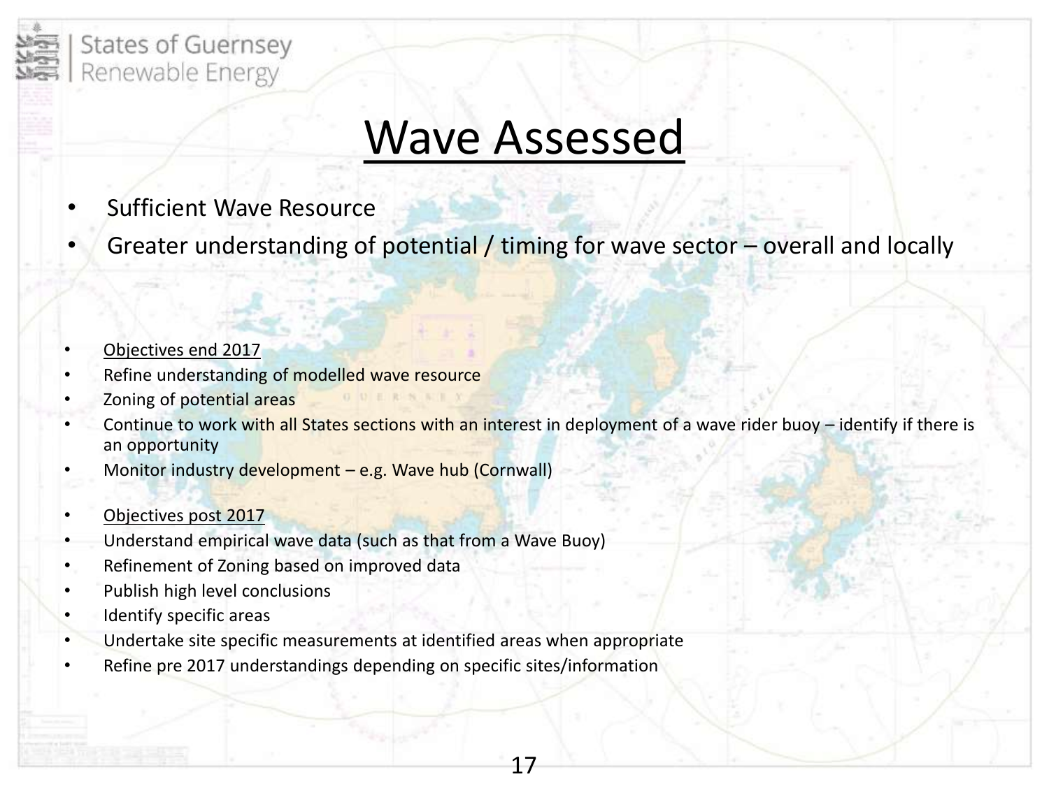# Wave Assessed

- Sufficient Wave Resource
- Greater understanding of potential / timing for wave sector – overall and locally

- Objectives end 2017
- Refine understanding of modelled wave resource
- Zoning of potential areas
- Continue to work with all States sections with an interest in deployment of a wave rider buoy – identify if there is an opportunity
- Monitor industry development – e.g. Wave hub (Cornwall)

- Objectives post 2017
- Understand empirical wave data (such as that from a Wave Buoy)
- Refinement of Zoning based on improved data
- Publish high level conclusions
- Identify specific areas
- Undertake site specific measurements at identified areas when appropriate
- Refine pre 2017 understandings depending on specific sites/information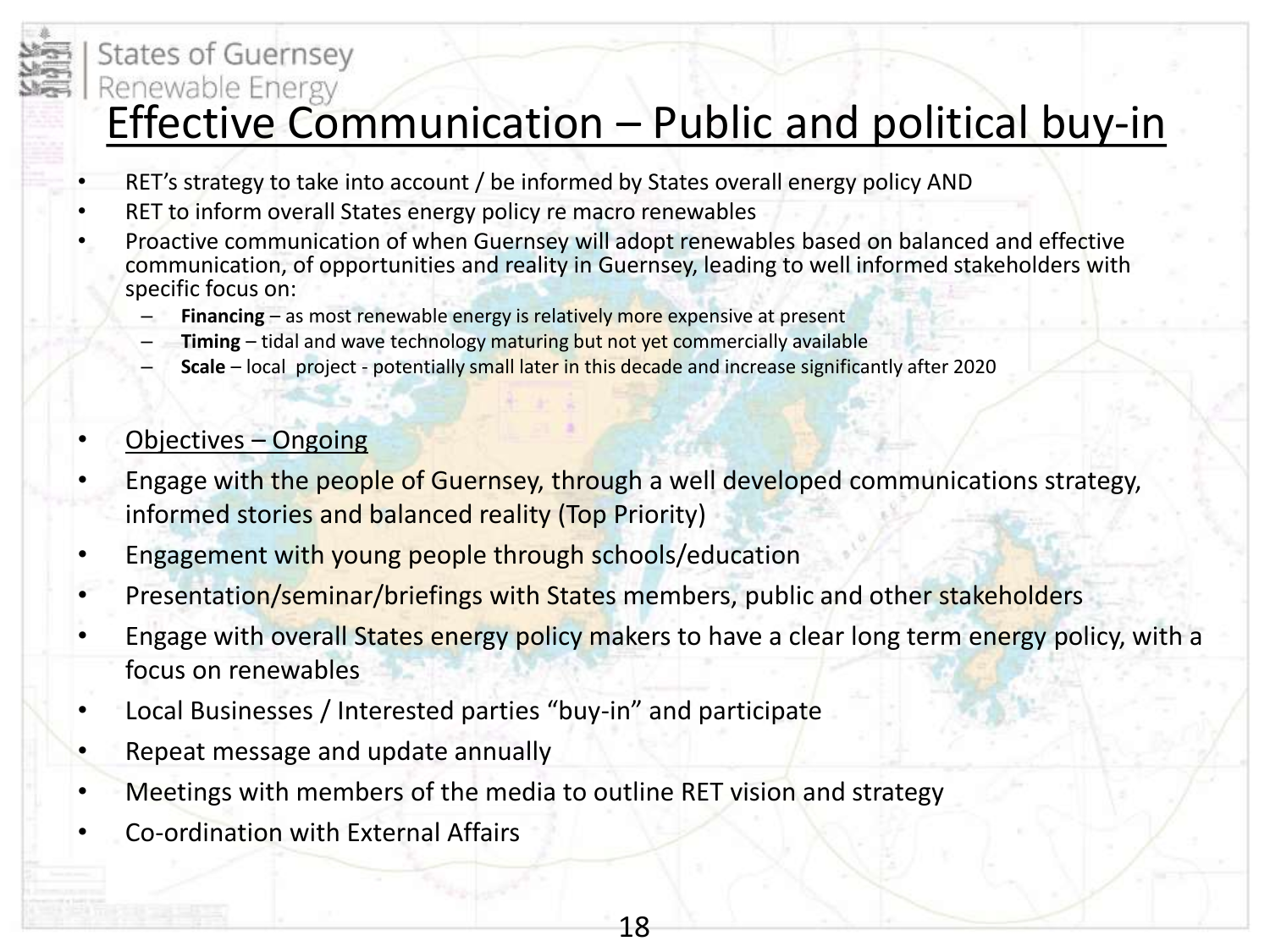# Effective Communication – Public and political buy-in

- RET's strategy to take into account / be informed by States overall energy policy AND
- RET to inform overall States energy policy re macro renewables
- Proactive communication of when Guernsey will adopt renewables based on balanced and effective communication, of opportunities and reality in Guernsey, leading to well informed stakeholders with specific focus on:
  - **Financing** – as most renewable energy is relatively more expensive at present
  - **Timing** – tidal and wave technology maturing but not yet commercially available
  - **Scale** – local project - potentially small later in this decade and increase significantly after 2020

- Objectives – Ongoing
- Engage with the people of Guernsey, through a well developed communications strategy, informed stories and balanced reality (Top Priority)
- Engagement with young people through schools/education
- Presentation/seminar/briefings with States members, public and other stakeholders
- Engage with overall States energy policy makers to have a clear long term energy policy, with a focus on renewables
- Local Businesses / Interested parties "buy-in" and participate
- Repeat message and update annually
- Meetings with members of the media to outline RET vision and strategy
- Co-ordination with External Affairs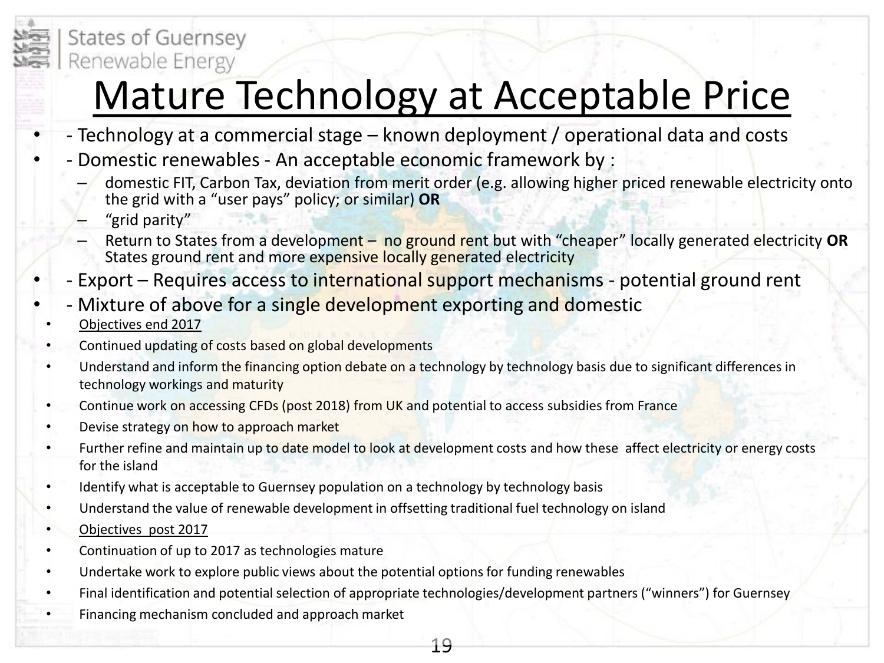# Mature Technology at Acceptable Price

- - Technology at a commercial stage – known deployment / operational data and costs
- - Domestic renewables - An acceptable economic framework by :
  - domestic FIT, Carbon Tax, deviation from merit order (e.g. allowing higher priced renewable electricity onto the grid with a "user pays" policy; or similar) **OR**
  - "grid parity"
  - Return to States from a development – no ground rent but with "cheaper" locally generated electricity **OR** States ground rent and more expensive locally generated electricity
- - Export – Requires access to international support mechanisms - potential ground rent
- - Mixture of above for a single development exporting and domestic

- Objectives end 2017
- Continued updating of costs based on global developments
- Understand and inform the financing option debate on a technology by technology basis due to significant differences in technology workings and maturity
- Continue work on accessing CFDs (post 2018) from UK and potential to access subsidies from France
- Devise strategy on how to approach market
- Further refine and maintain up to date model to look at development costs and how these affect electricity or energy costs for the island
- Identify what is acceptable to Guernsey population on a technology by technology basis
- Understand the value of renewable development in offsetting traditional fuel technology on island
- Objectives post 2017
- Continuation of up to 2017 as technologies mature
- Undertake work to explore public views about the potential options for funding renewables
- Final identification and potential selection of appropriate technologies/development partners ("winners") for Guernsey
- Financing mechanism concluded and approach market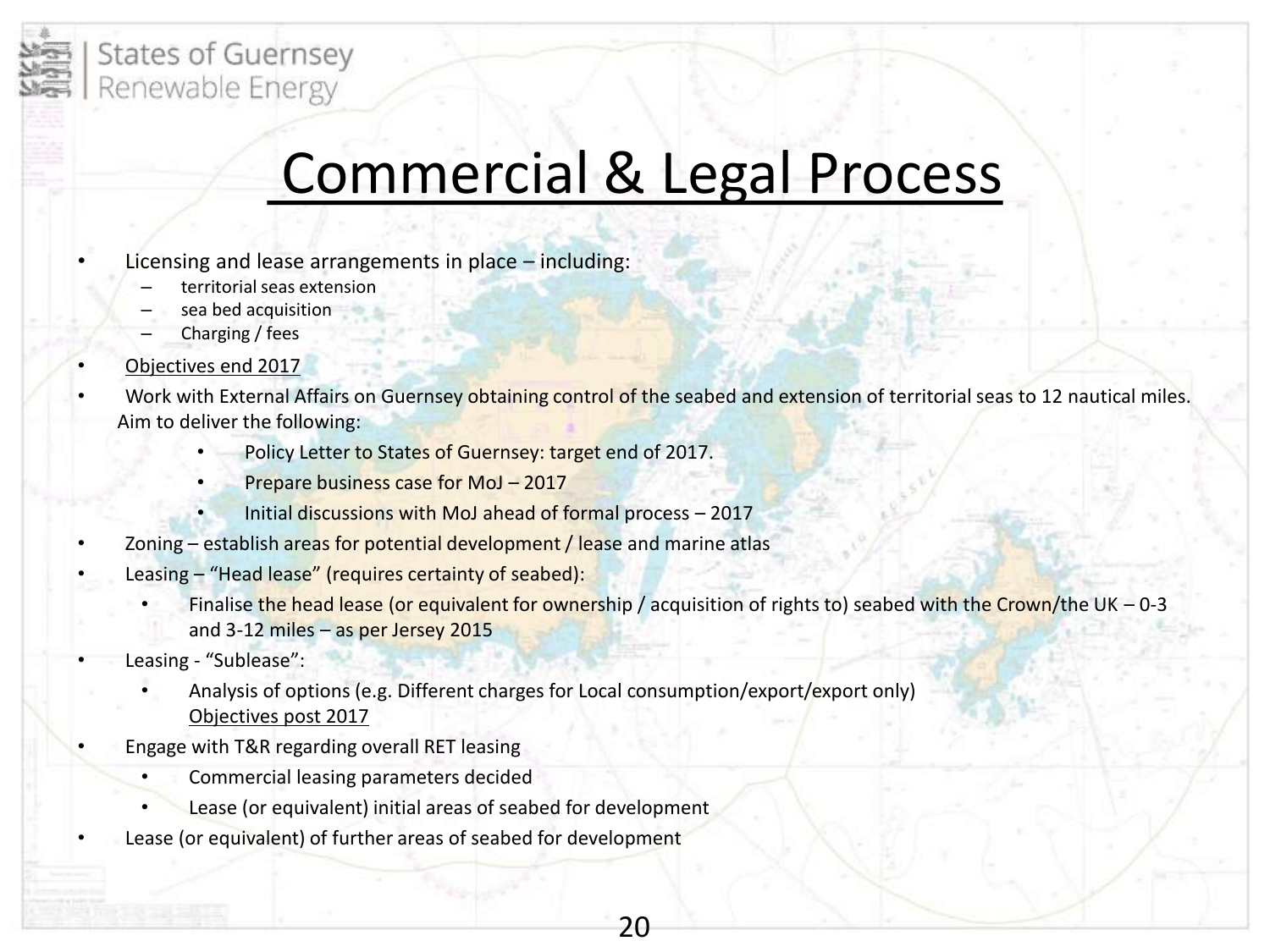# Commercial & Legal Process

- Licensing and lease arrangements in place – including:
  - territorial seas extension
  - sea bed acquisition
  - Charging / fees
- Objectives end 2017
- Work with External Affairs on Guernsey obtaining control of the seabed and extension of territorial seas to 12 nautical miles. Aim to deliver the following:
  - Policy Letter to States of Guernsey: target end of 2017.
  - Prepare business case for MoJ – 2017
  - Initial discussions with MoJ ahead of formal process – 2017
- Zoning – establish areas for potential development / lease and marine atlas
- Leasing – "Head lease" (requires certainty of seabed):
  - Finalise the head lease (or equivalent for ownership / acquisition of rights to) seabed with the Crown/the UK – 0-3 and 3-12 miles – as per Jersey 2015
- Leasing - "Sublease":
  - Analysis of options (e.g. Different charges for Local consumption/export/export only)

    Objectives post 2017
- Engage with T&R regarding overall RET leasing
  - Commercial leasing parameters decided
  - Lease (or equivalent) initial areas of seabed for development
- Lease (or equivalent) of further areas of seabed for development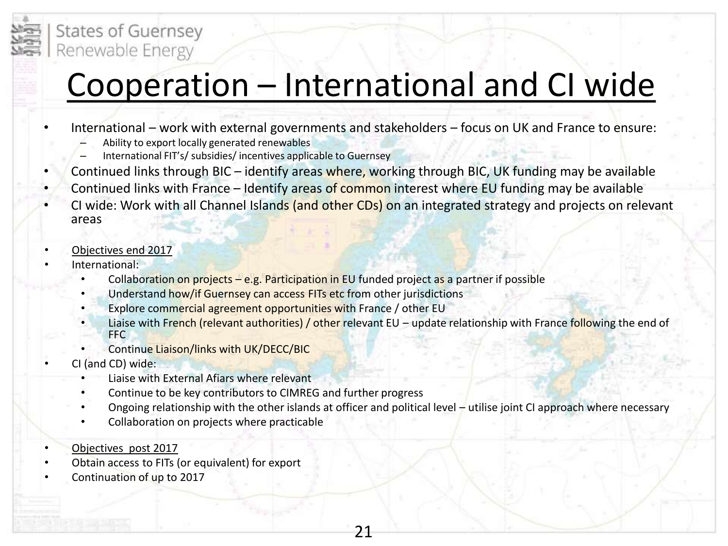# Cooperation – International and CI wide

- International – work with external governments and stakeholders – focus on UK and France to ensure:
  - Ability to export locally generated renewables
  - International FIT's/ subsidies/ incentives applicable to Guernsey
- Continued links through BIC – identify areas where, working through BIC, UK funding may be available
- Continued links with France – Identify areas of common interest where EU funding may be available
- CI wide: Work with all Channel Islands (and other CDs) on an integrated strategy and projects on relevant areas

- Objectives end 2017
- International:
  - Collaboration on projects – e.g. Participation in EU funded project as a partner if possible
  - Understand how/if Guernsey can access FITs etc from other jurisdictions
  - Explore commercial agreement opportunities with France / other EU
  - Liaise with French (relevant authorities) / other relevant EU – update relationship with France following the end of FFC
  - Continue Liaison/links with UK/DECC/BIC
- CI (and CD) wide:
  - Liaise with External Afiars where relevant
  - Continue to be key contributors to CIMREG and further progress
  - Ongoing relationship with the other islands at officer and political level – utilise joint CI approach where necessary
  - Collaboration on projects where practicable

- Objectives post 2017
- Obtain access to FITs (or equivalent) for export
- Continuation of up to 2017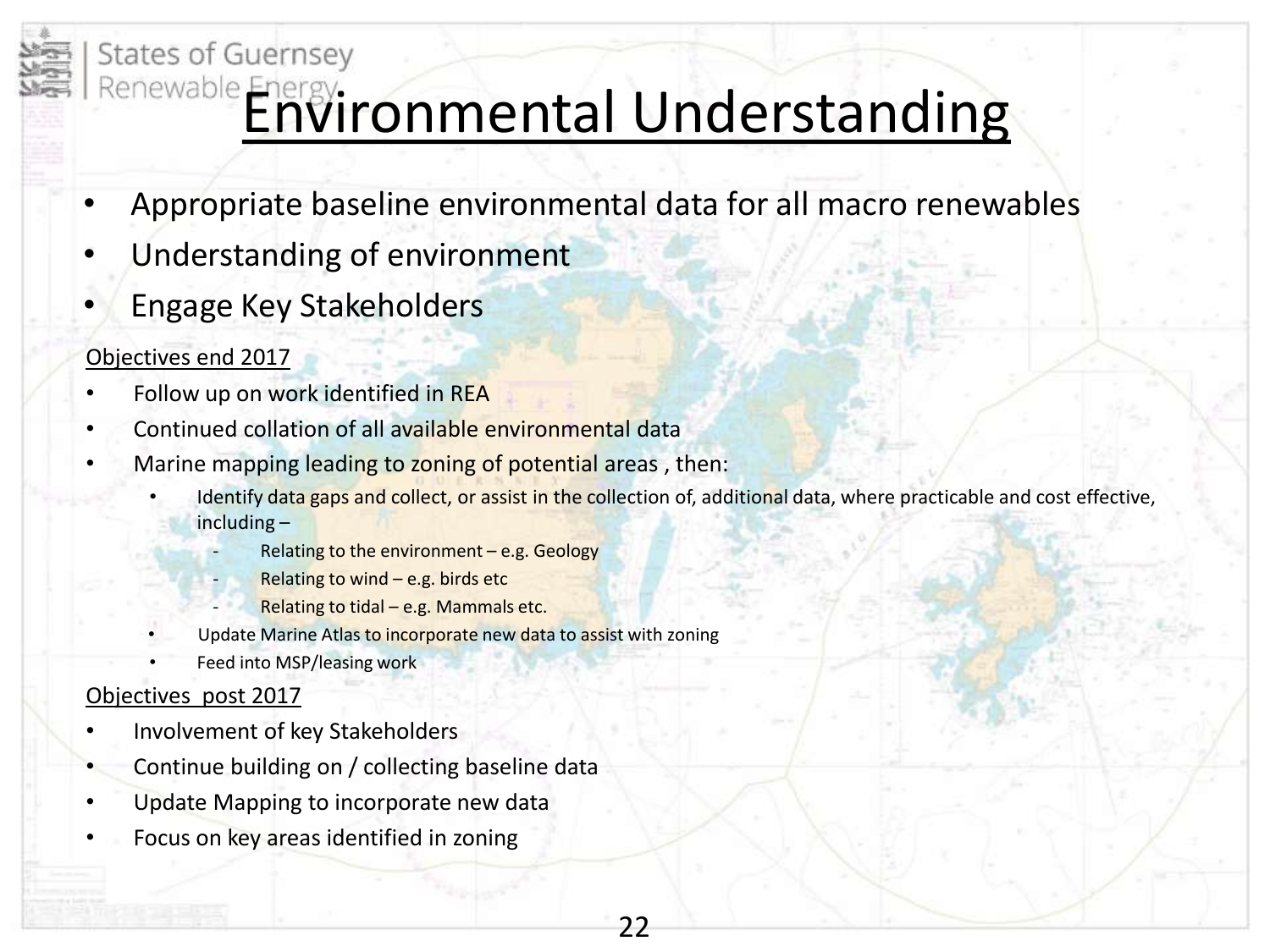# Environmental Understanding

- Appropriate baseline environmental data for all macro renewables
- Understanding of environment
- Engage Key Stakeholders

Objectives end 2017

- Follow up on work identified in REA
- Continued collation of all available environmental data
- Marine mapping leading to zoning of potential areas , then:
  - Identify data gaps and collect, or assist in the collection of, additional data, where practicable and cost effective, including –
    - Relating to the environment – e.g. Geology
    - Relating to wind – e.g. birds etc
    - Relating to tidal – e.g. Mammals etc.
  - Update Marine Atlas to incorporate new data to assist with zoning
  - Feed into MSP/leasing work

Objectives post 2017

- Involvement of key Stakeholders
- Continue building on / collecting baseline data
- Update Mapping to incorporate new data
- Focus on key areas identified in zoning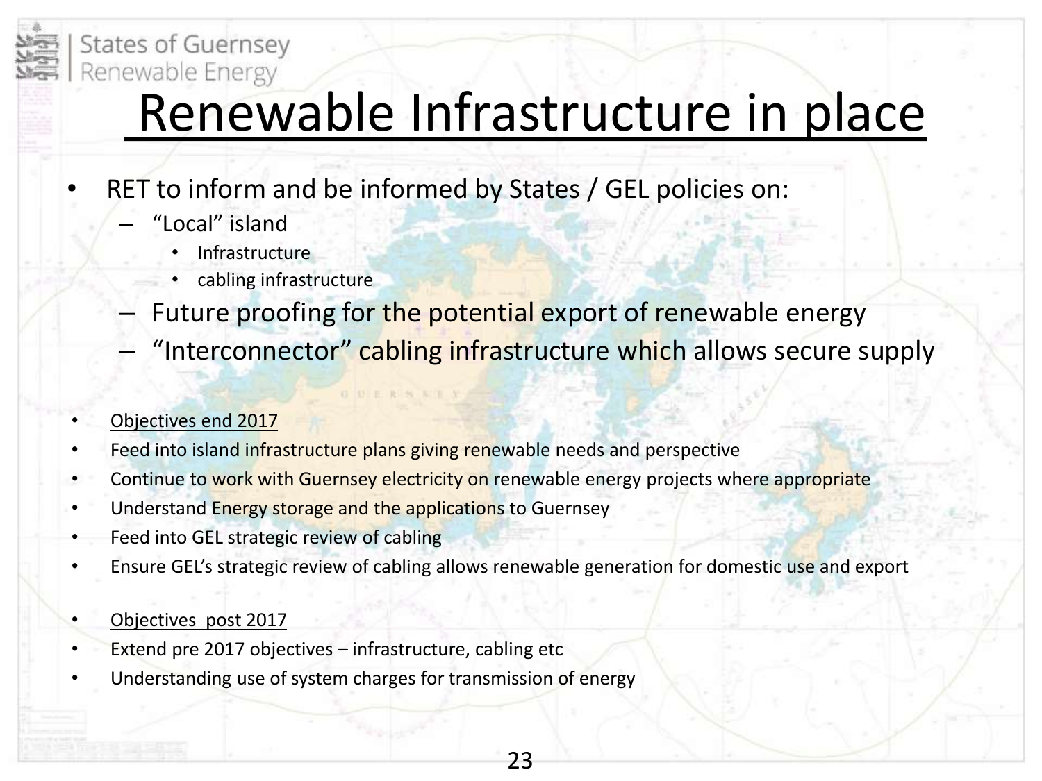# Renewable Infrastructure in place

- RET to inform and be informed by States / GEL policies on:
  - "Local" island
    - Infrastructure
    - cabling infrastructure
  - Future proofing for the potential export of renewable energy
  - "Interconnector" cabling infrastructure which allows secure supply

- Objectives end 2017
- Feed into island infrastructure plans giving renewable needs and perspective
- Continue to work with Guernsey electricity on renewable energy projects where appropriate
- Understand Energy storage and the applications to Guernsey
- Feed into GEL strategic review of cabling
- Ensure GEL's strategic review of cabling allows renewable generation for domestic use and export

- Objectives post 2017
- Extend pre 2017 objectives – infrastructure, cabling etc
- Understanding use of system charges for transmission of energy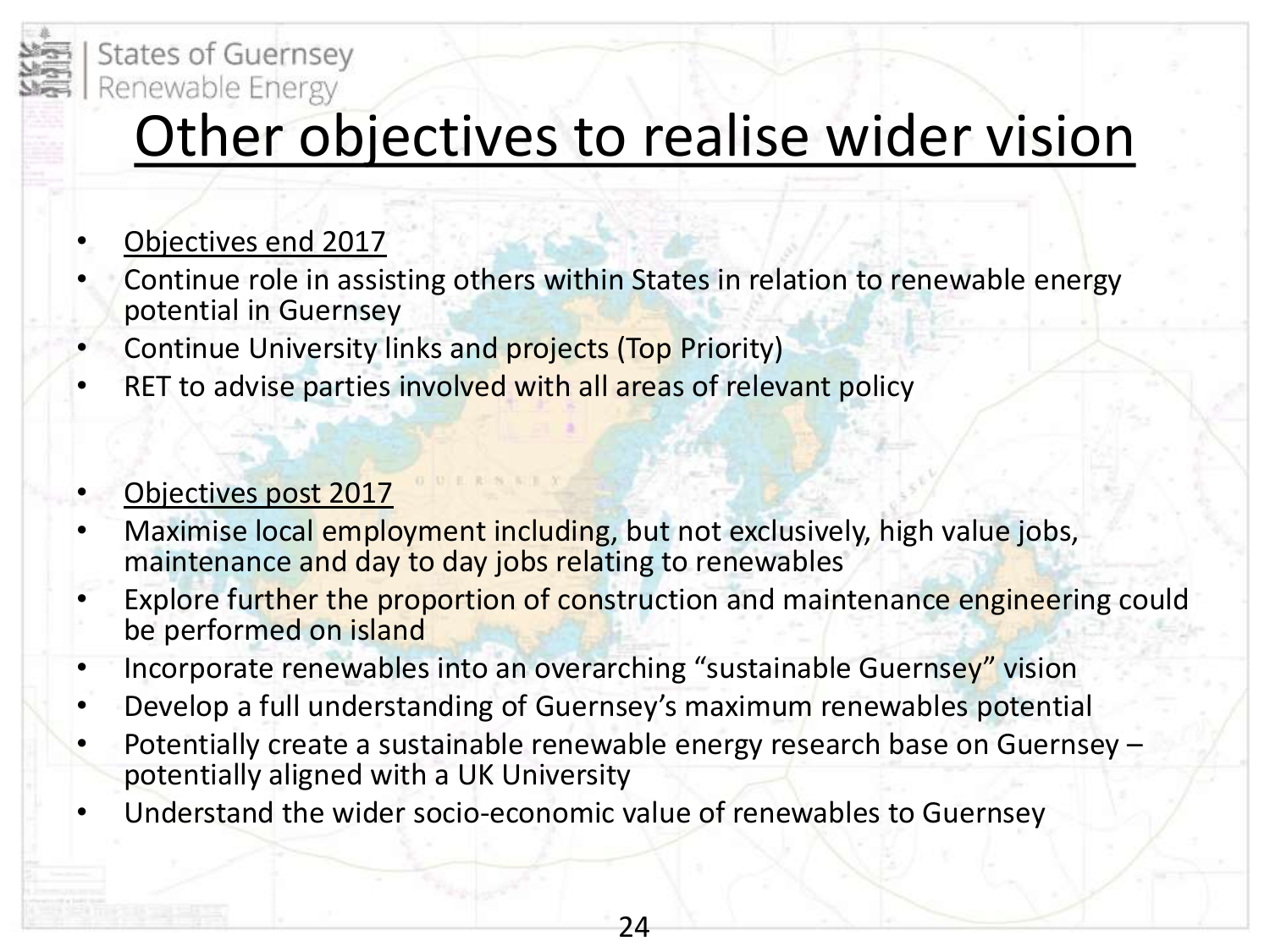# Other objectives to realise wider vision

- Objectives end 2017
- Continue role in assisting others within States in relation to renewable energy potential in Guernsey
- Continue University links and projects (Top Priority)
- RET to advise parties involved with all areas of relevant policy

- Objectives post 2017
- Maximise local employment including, but not exclusively, high value jobs, maintenance and day to day jobs relating to renewables
- Explore further the proportion of construction and maintenance engineering could be performed on island
- Incorporate renewables into an overarching "sustainable Guernsey" vision
- Develop a full understanding of Guernsey's maximum renewables potential
- Potentially create a sustainable renewable energy research base on Guernsey – potentially aligned with a UK University
- Understand the wider socio-economic value of renewables to Guernsey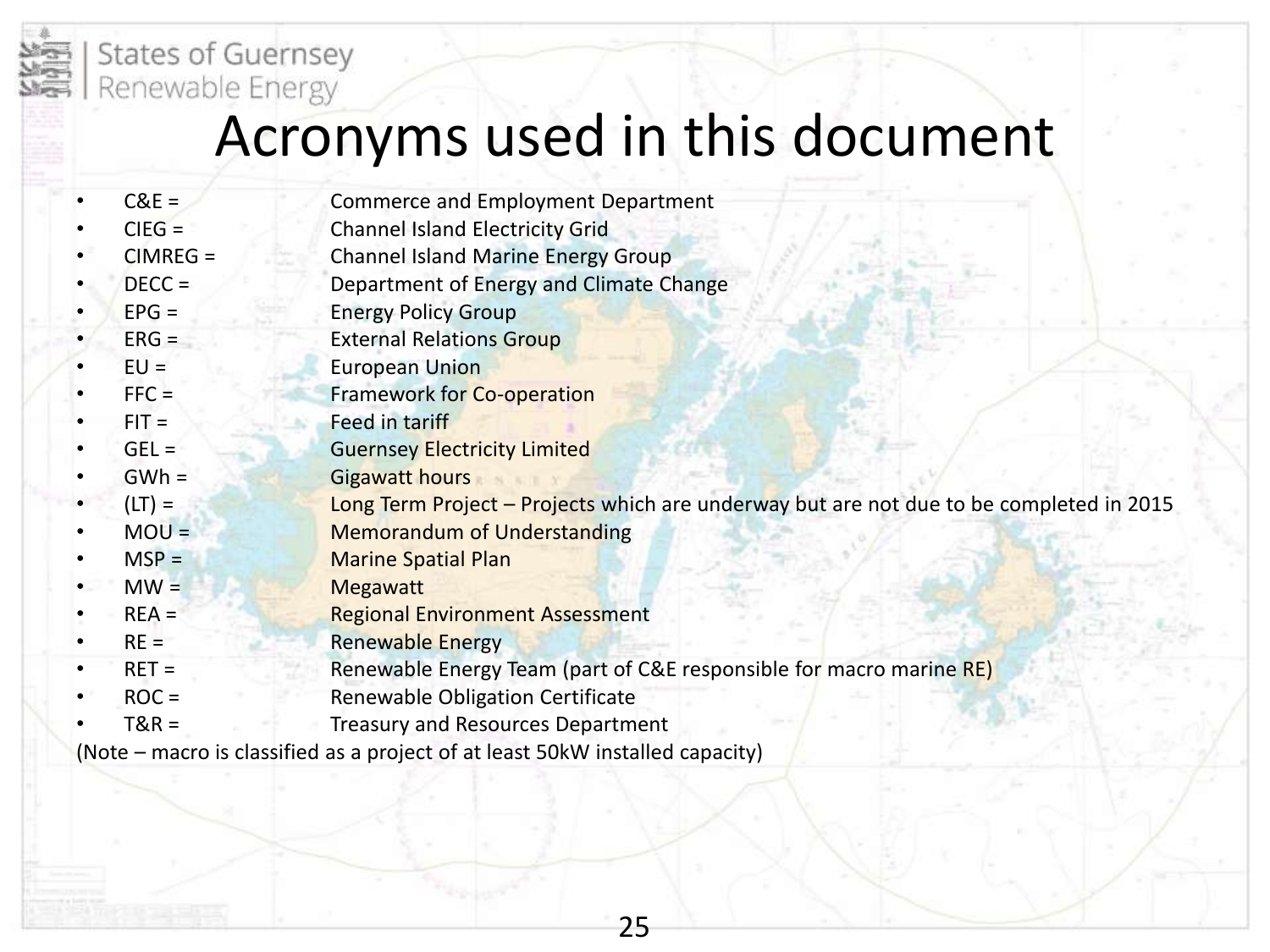# Acronyms used in this document

- C&E = Commerce and Employment Department
- CIEG = Channel Island Electricity Grid
- CIMREG = Channel Island Marine Energy Group
- DECC = Department of Energy and Climate Change
- EPG = Energy Policy Group
- ERG = External Relations Group
- EU = European Union
- FFC = Framework for Co-operation
- FIT = Feed in tariff
- GEL = Guernsey Electricity Limited
- GWh = Gigawatt hours
- (LT) = Long Term Project – Projects which are underway but are not due to be completed in 2015
- MOU = Memorandum of Understanding
- MSP = Marine Spatial Plan
- MW = Megawatt
- REA = Regional Environment Assessment
- RE = Renewable Energy
- RET = Renewable Energy Team (part of C&E responsible for macro marine RE)
- ROC = Renewable Obligation Certificate
- T&R = Treasury and Resources Department

(Note – macro is classified as a project of at least 50kW installed capacity)